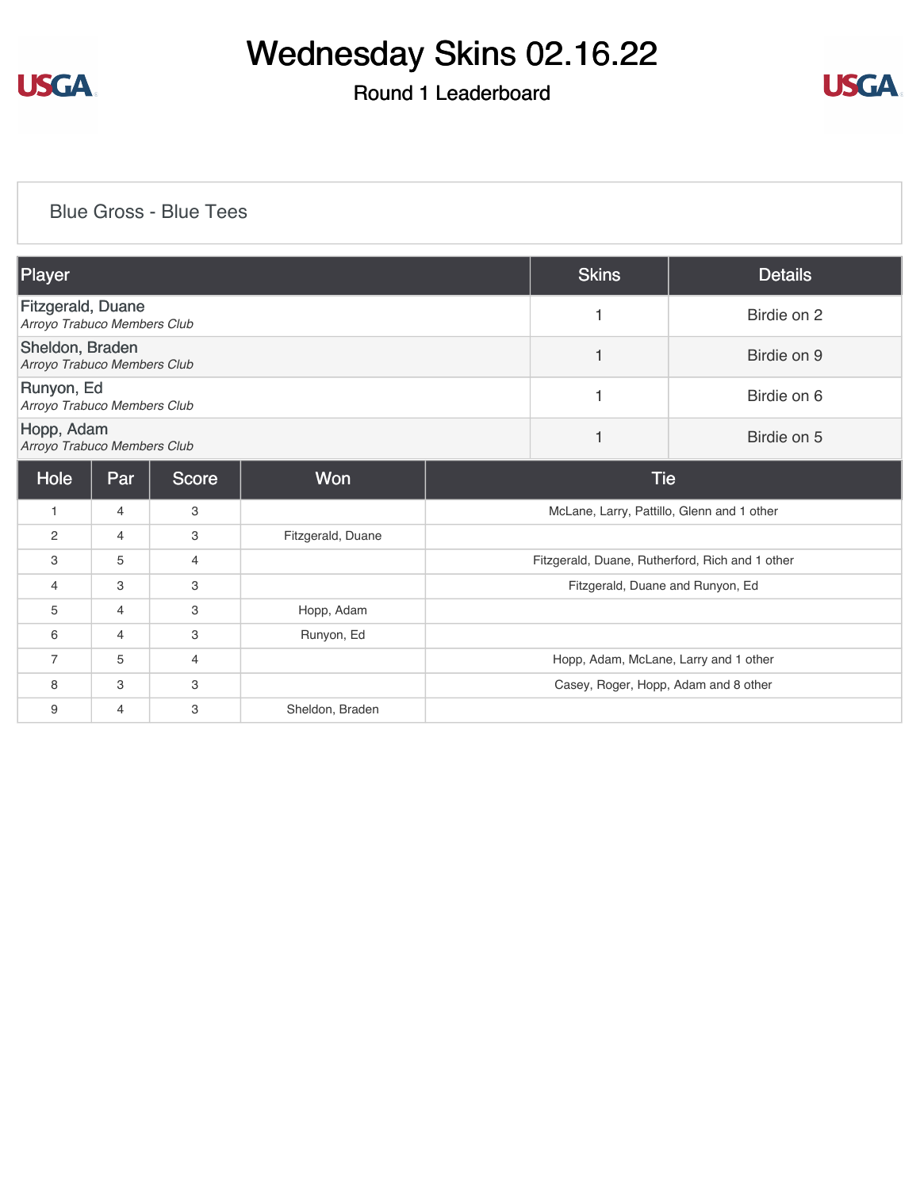# Wednesday Skins 02.16.22

## Round 1 Leaderboard

### Blue Gross - Blue Tees

| Player | Skins | Details |
|---|---|---|
| Fitzgerald, Duane *Arroyo Trabuco Members Club* | 1 | Birdie on 2 |
| Sheldon, Braden *Arroyo Trabuco Members Club* | 1 | Birdie on 9 |
| Runyon, Ed *Arroyo Trabuco Members Club* | 1 | Birdie on 6 |
| Hopp, Adam *Arroyo Trabuco Members Club* | 1 | Birdie on 5 |

| Hole | Par | Score | Won | Tie |
|---|---|---|---|---|
| 1 | 4 | 3 | | McLane, Larry, Pattillo, Glenn and 1 other |
| 2 | 4 | 3 | Fitzgerald, Duane | |
| 3 | 5 | 4 | | Fitzgerald, Duane, Rutherford, Rich and 1 other |
| 4 | 3 | 3 | | Fitzgerald, Duane and Runyon, Ed |
| 5 | 4 | 3 | Hopp, Adam | |
| 6 | 4 | 3 | Runyon, Ed | |
| 7 | 5 | 4 | | Hopp, Adam, McLane, Larry and 1 other |
| 8 | 3 | 3 | | Casey, Roger, Hopp, Adam and 8 other |
| 9 | 4 | 3 | Sheldon, Braden | |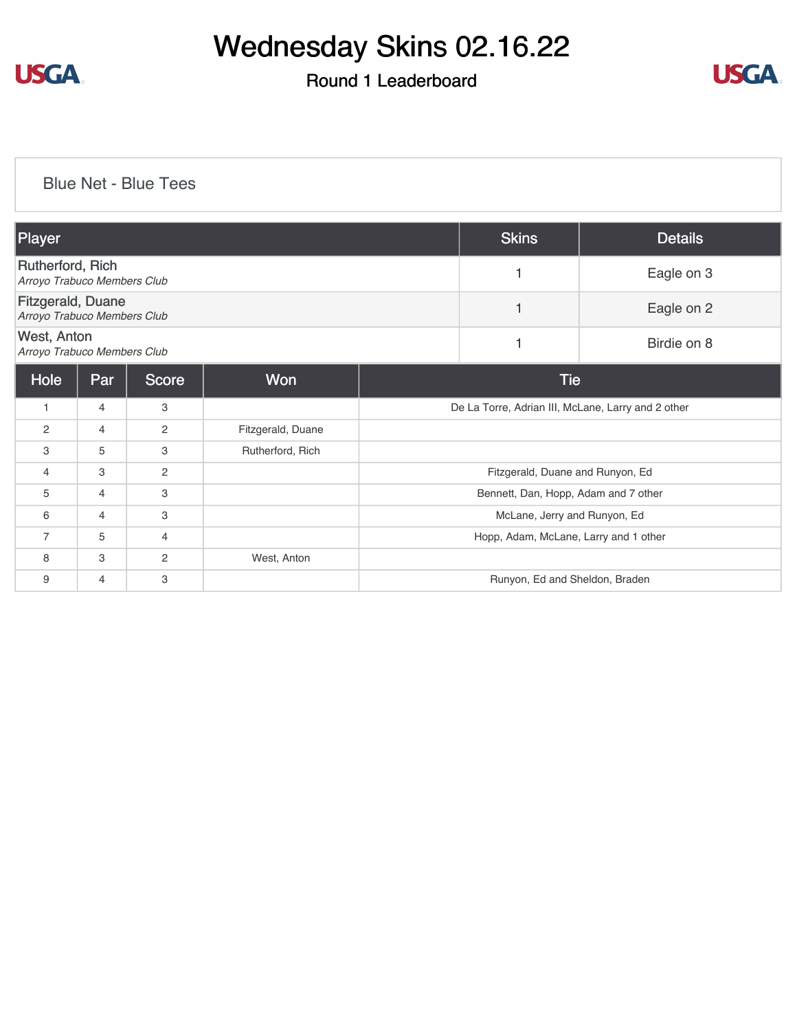# Wednesday Skins 02.16.22

## Round 1 Leaderboard

### Blue Net - Blue Tees

| Player | Skins | Details |
|---|---|---|
| Rutherford, Rich<br>*Arroyo Trabuco Members Club* | 1 | Eagle on 3 |
| Fitzgerald, Duane<br>*Arroyo Trabuco Members Club* | 1 | Eagle on 2 |
| West, Anton<br>*Arroyo Trabuco Members Club* | 1 | Birdie on 8 |

| Hole | Par | Score | Won | Tie |
|---|---|---|---|---|
| 1 | 4 | 3 | | De La Torre, Adrian III, McLane, Larry and 2 other |
| 2 | 4 | 2 | Fitzgerald, Duane | |
| 3 | 5 | 3 | Rutherford, Rich | |
| 4 | 3 | 2 | | Fitzgerald, Duane and Runyon, Ed |
| 5 | 4 | 3 | | Bennett, Dan, Hopp, Adam and 7 other |
| 6 | 4 | 3 | | McLane, Jerry and Runyon, Ed |
| 7 | 5 | 4 | | Hopp, Adam, McLane, Larry and 1 other |
| 8 | 3 | 2 | West, Anton | |
| 9 | 4 | 3 | | Runyon, Ed and Sheldon, Braden |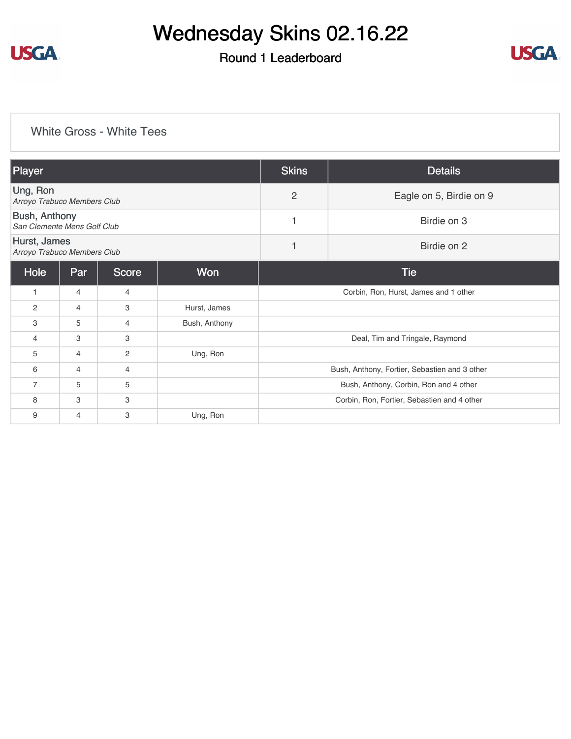# Wednesday Skins 02.16.22

## Round 1 Leaderboard

### White Gross - White Tees

| Player | Skins | Details |
|---|---|---|
| Ung, Ron<br>*Arroyo Trabuco Members Club* | 2 | Eagle on 5, Birdie on 9 |
| Bush, Anthony<br>*San Clemente Mens Golf Club* | 1 | Birdie on 3 |
| Hurst, James<br>*Arroyo Trabuco Members Club* | 1 | Birdie on 2 |

| Hole | Par | Score | Won | Tie |
|---|---|---|---|---|
| 1 | 4 | 4 | | Corbin, Ron, Hurst, James and 1 other |
| 2 | 4 | 3 | Hurst, James | |
| 3 | 5 | 4 | Bush, Anthony | |
| 4 | 3 | 3 | | Deal, Tim and Tringale, Raymond |
| 5 | 4 | 2 | Ung, Ron | |
| 6 | 4 | 4 | | Bush, Anthony, Fortier, Sebastien and 3 other |
| 7 | 5 | 5 | | Bush, Anthony, Corbin, Ron and 4 other |
| 8 | 3 | 3 | | Corbin, Ron, Fortier, Sebastien and 4 other |
| 9 | 4 | 3 | Ung, Ron | |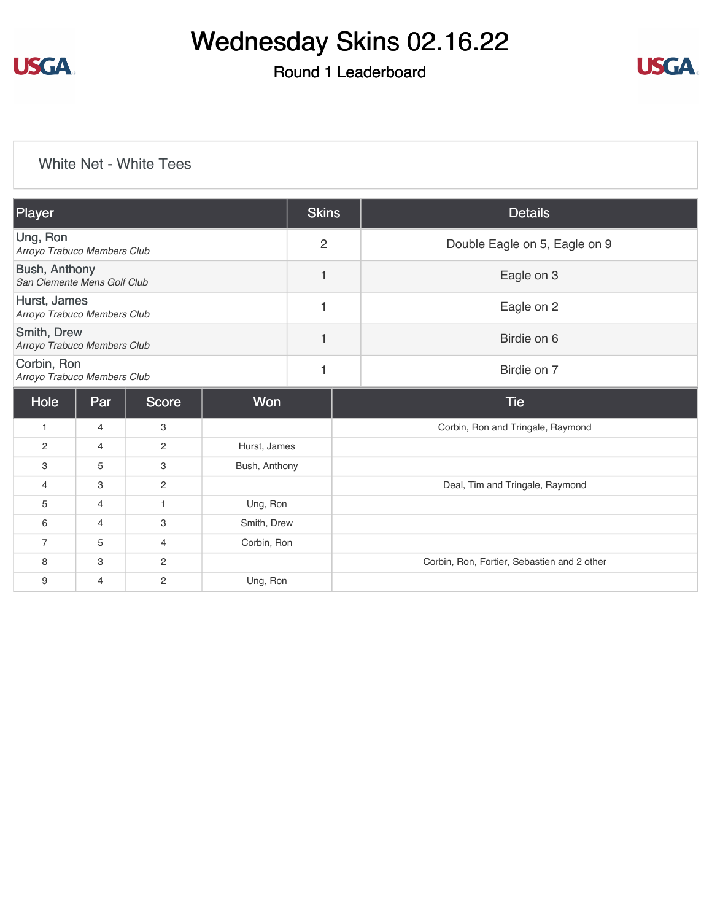# Wednesday Skins 02.16.22

## Round 1 Leaderboard

### White Net - White Tees

| Player | Skins | Details |
|---|---|---|
| Ung, Ron<br>*Arroyo Trabuco Members Club* | 2 | Double Eagle on 5, Eagle on 9 |
| Bush, Anthony<br>*San Clemente Mens Golf Club* | 1 | Eagle on 3 |
| Hurst, James<br>*Arroyo Trabuco Members Club* | 1 | Eagle on 2 |
| Smith, Drew<br>*Arroyo Trabuco Members Club* | 1 | Birdie on 6 |
| Corbin, Ron<br>*Arroyo Trabuco Members Club* | 1 | Birdie on 7 |

| Hole | Par | Score | Won | Tie |
|---|---|---|---|---|
| 1 | 4 | 3 | | Corbin, Ron and Tringale, Raymond |
| 2 | 4 | 2 | Hurst, James | |
| 3 | 5 | 3 | Bush, Anthony | |
| 4 | 3 | 2 | | Deal, Tim and Tringale, Raymond |
| 5 | 4 | 1 | Ung, Ron | |
| 6 | 4 | 3 | Smith, Drew | |
| 7 | 5 | 4 | Corbin, Ron | |
| 8 | 3 | 2 | | Corbin, Ron, Fortier, Sebastien and 2 other |
| 9 | 4 | 2 | Ung, Ron | |